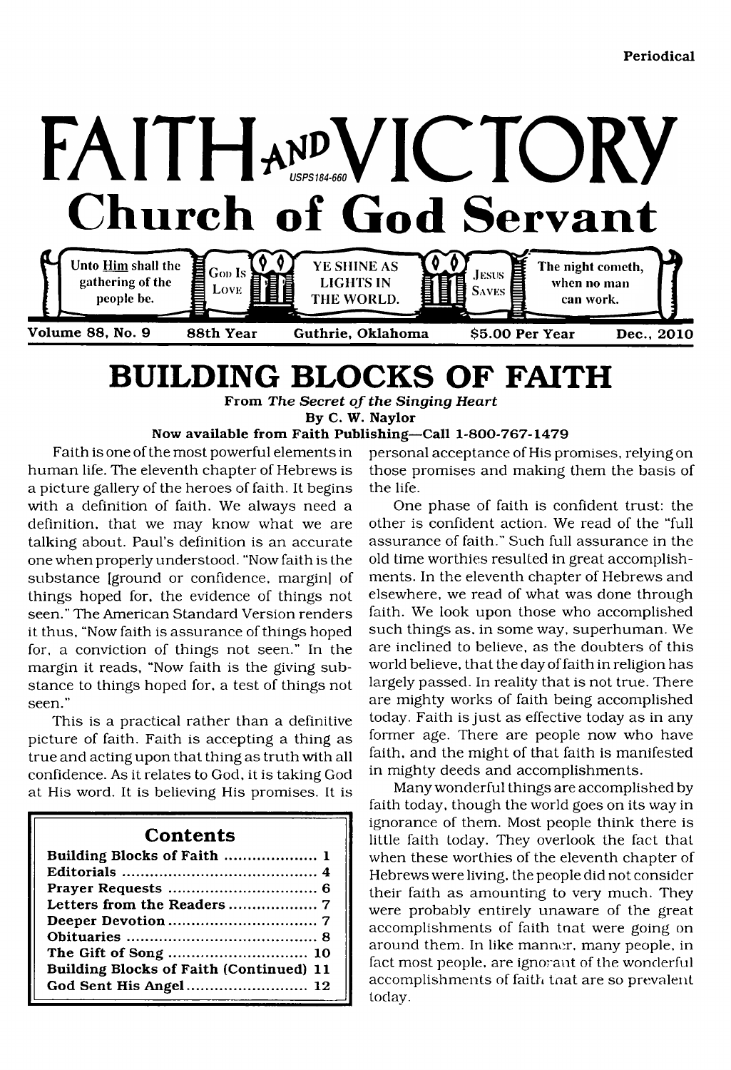Periodical

# FAITH AND VICTORY

USPS 184-660

## Church of God Servant

Unto Him shall the gathering of the people be. | God Is Love | YE SHINE AS LIGHTS IN THE WORLD. | Jesus Saves | The night cometh, when no man can work.

Volume 88, No. 9 | 88th Year | Guthrie, Oklahoma | $5.00 Per Year | Dec., 2010

# BUILDING BLOCKS OF FAITH

**From *The Secret of the Singing Heart***
**By C. W. Naylor**
**Now available from Faith Publishing—Call 1-800-767-1479**

Faith is one of the most powerful elements in human life. The eleventh chapter of Hebrews is a picture gallery of the heroes of faith. It begins with a definition of faith. We always need a definition, that we may know what we are talking about. Paul's definition is an accurate one when properly understood. "Now faith is the substance [ground or confidence, margin] of things hoped for, the evidence of things not seen." The American Standard Version renders it thus, "Now faith is assurance of things hoped for, a conviction of things not seen." In the margin it reads, "Now faith is the giving substance to things hoped for, a test of things not seen."

This is a practical rather than a definitive picture of faith. Faith is accepting a thing as true and acting upon that thing as truth with all confidence. As it relates to God, it is taking God at His word. It is believing His promises. It is personal acceptance of His promises, relying on those promises and making them the basis of the life.

One phase of faith is confident trust: the other is confident action. We read of the "full assurance of faith." Such full assurance in the old time worthies resulted in great accomplishments. In the eleventh chapter of Hebrews and elsewhere, we read of what was done through faith. We look upon those who accomplished such things as, in some way, superhuman. We are inclined to believe, as the doubters of this world believe, that the day of faith in religion has largely passed. In reality that is not true. There are mighty works of faith being accomplished today. Faith is just as effective today as in any former age. There are people now who have faith, and the might of that faith is manifested in mighty deeds and accomplishments.

Many wonderful things are accomplished by faith today, though the world goes on its way in ignorance of them. Most people think there is little faith today. They overlook the fact that when these worthies of the eleventh chapter of Hebrews were living, the people did not consider their faith as amounting to very much. They were probably entirely unaware of the great accomplishments of faith that were going on around them. In like manner, many people, in fact most people, are ignorant of the wonderful accomplishments of faith that are so prevalent today.

| Contents | |
|---|---|
| Building Blocks of Faith | 1 |
| Editorials | 4 |
| Prayer Requests | 6 |
| Letters from the Readers | 7 |
| Deeper Devotion | 7 |
| Obituaries | 8 |
| The Gift of Song | 10 |
| Building Blocks of Faith (Continued) | 11 |
| God Sent His Angel | 12 |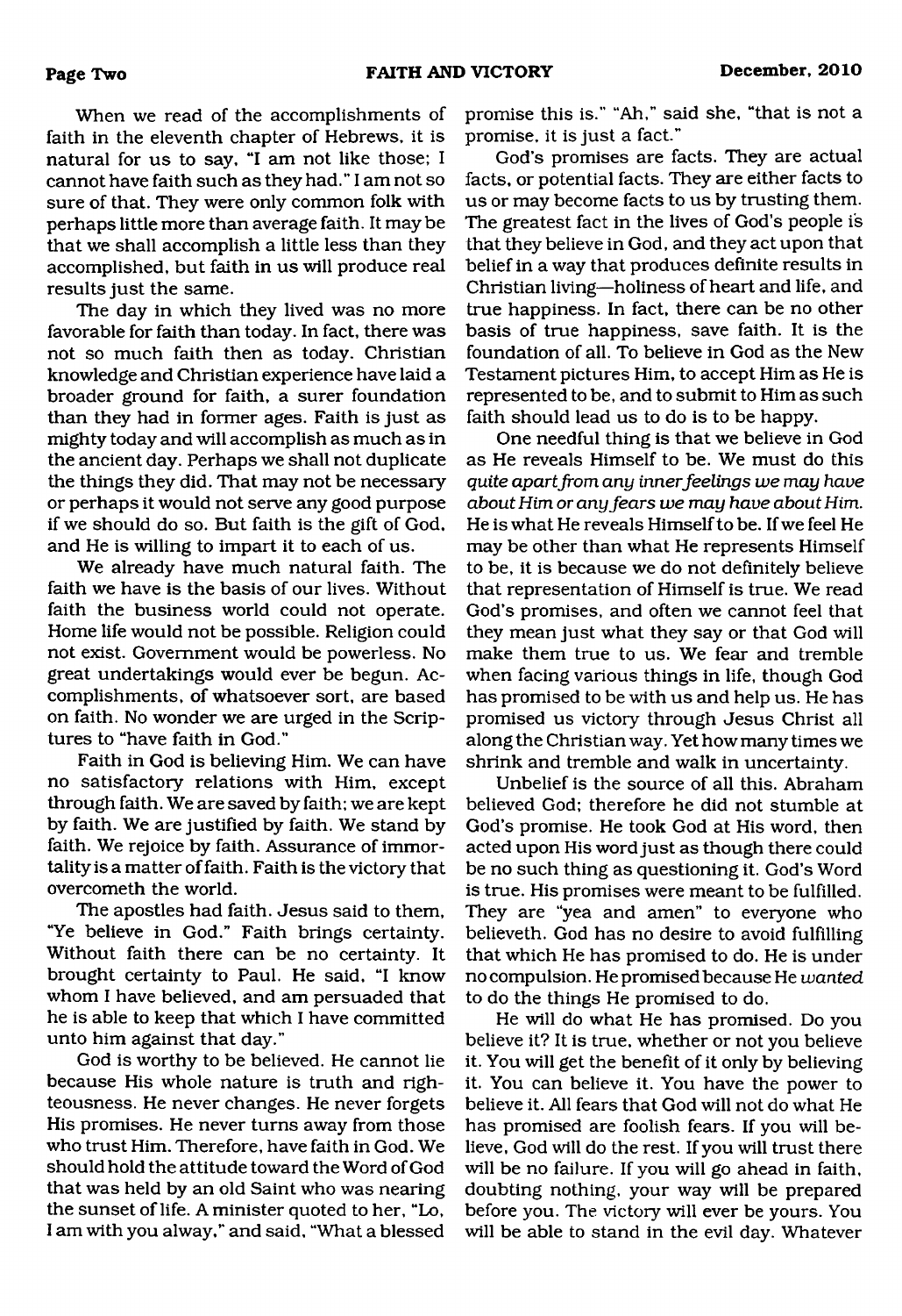When we read of the accomplishments of faith in the eleventh chapter of Hebrews, it is natural for us to say, "I am not like those; I cannot have faith such as they had." I am not so sure of that. They were only common folk with perhaps little more than average faith. It may be that we shall accomplish a little less than they accomplished, but faith in us will produce real results just the same.

The day in which they lived was no more favorable for faith than today. In fact, there was not so much faith then as today. Christian knowledge and Christian experience have laid a broader ground for faith, a surer foundation than they had in former ages. Faith is just as mighty today and will accomplish as much as in the ancient day. Perhaps we shall not duplicate the things they did. That may not be necessary or perhaps it would not serve any good purpose if we should do so. But faith is the gift of God, and He is willing to impart it to each of us.

We already have much natural faith. The faith we have is the basis of our lives. Without faith the business world could not operate. Home life would not be possible. Religion could not exist. Government would be powerless. No great undertakings would ever be begun. Accomplishments, of whatsoever sort, are based on faith. No wonder we are urged in the Scriptures to "have faith in God."

Faith in God is believing Him. We can have no satisfactory relations with Him, except through faith. We are saved by faith; we are kept by faith. We are justified by faith. We stand by faith. We rejoice by faith. Assurance of immortality is a matter of faith. Faith is the victory that overcometh the world.

The apostles had faith. Jesus said to them, "Ye believe in God." Faith brings certainty. Without faith there can be no certainty. It brought certainty to Paul. He said, "I know whom I have believed, and am persuaded that he is able to keep that which I have committed unto him against that day."

God is worthy to be believed. He cannot lie because His whole nature is truth and righteousness. He never changes. He never forgets His promises. He never turns away from those who trust Him. Therefore, have faith in God. We should hold the attitude toward the Word of God that was held by an old Saint who was nearing the sunset of life. A minister quoted to her, "Lo, I am with you alway," and said, "What a blessed promise this is." "Ah," said she, "that is not a promise, it is just a fact."

God's promises are facts. They are actual facts, or potential facts. They are either facts to us or may become facts to us by trusting them. The greatest fact in the lives of God's people is that they believe in God, and they act upon that belief in a way that produces definite results in Christian living—holiness of heart and life, and true happiness. In fact, there can be no other basis of true happiness, save faith. It is the foundation of all. To believe in God as the New Testament pictures Him, to accept Him as He is represented to be, and to submit to Him as such faith should lead us to do is to be happy.

One needful thing is that we believe in God as He reveals Himself to be. We must do this *quite apart from any inner feelings we may have about Him or any fears we may have about Him.* He is what He reveals Himself to be. If we feel He may be other than what He represents Himself to be, it is because we do not definitely believe that representation of Himself is true. We read God's promises, and often we cannot feel that they mean just what they say or that God will make them true to us. We fear and tremble when facing various things in life, though God has promised to be with us and help us. He has promised us victory through Jesus Christ all along the Christian way. Yet how many times we shrink and tremble and walk in uncertainty.

Unbelief is the source of all this. Abraham believed God; therefore he did not stumble at God's promise. He took God at His word, then acted upon His word just as though there could be no such thing as questioning it. God's Word is true. His promises were meant to be fulfilled. They are "yea and amen" to everyone who believeth. God has no desire to avoid fulfilling that which He has promised to do. He is under no compulsion. He promised because He *wanted* to do the things He promised to do.

He will do what He has promised. Do you believe it? It is true, whether or not you believe it. You will get the benefit of it only by believing it. You can believe it. You have the power to believe it. All fears that God will not do what He has promised are foolish fears. If you will believe, God will do the rest. If you will trust there will be no failure. If you will go ahead in faith, doubting nothing, your way will be prepared before you. The victory will ever be yours. You will be able to stand in the evil day. Whatever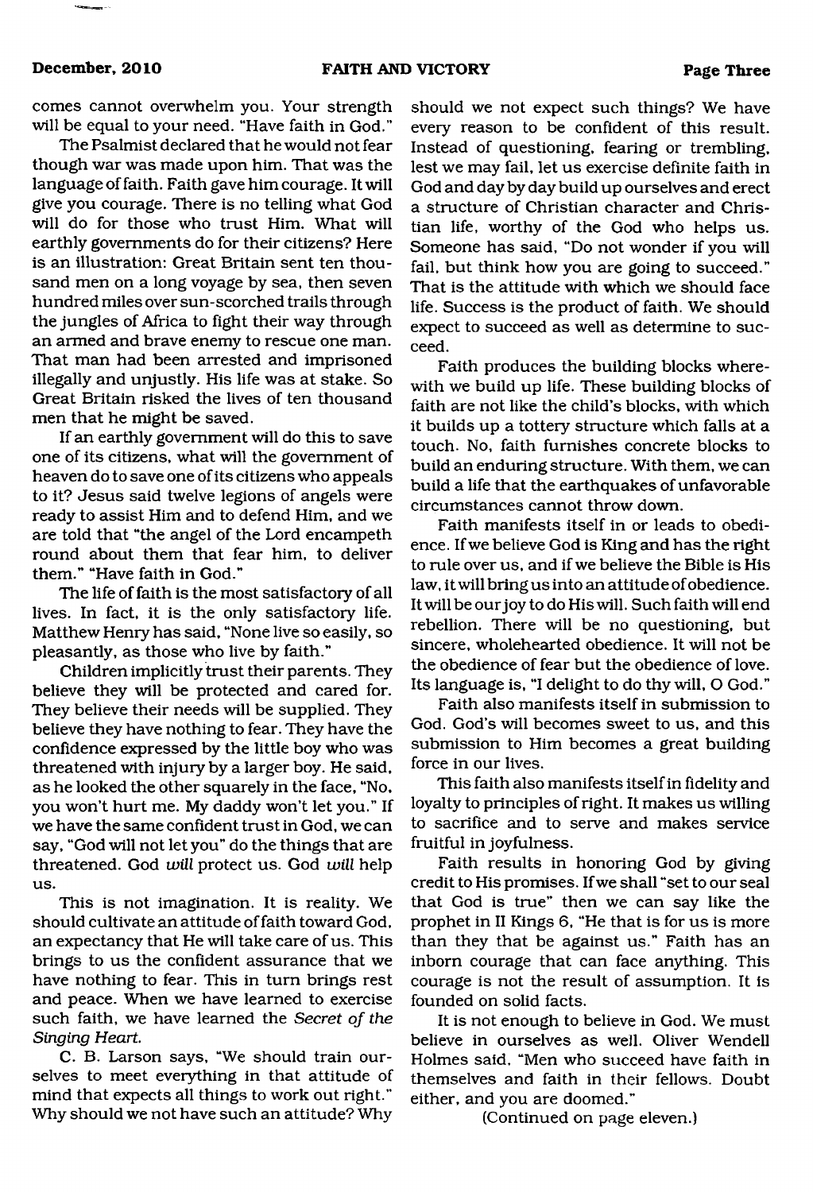comes cannot overwhelm you. Your strength will be equal to your need. "Have faith in God."

The Psalmist declared that he would not fear though war was made upon him. That was the language of faith. Faith gave him courage. It will give you courage. There is no telling what God will do for those who trust Him. What will earthly governments do for their citizens? Here is an illustration: Great Britain sent ten thousand men on a long voyage by sea, then seven hundred miles over sun-scorched trails through the jungles of Africa to fight their way through an armed and brave enemy to rescue one man. That man had been arrested and imprisoned illegally and unjustly. His life was at stake. So Great Britain risked the lives of ten thousand men that he might be saved.

If an earthly government will do this to save one of its citizens, what will the government of heaven do to save one of its citizens who appeals to it? Jesus said twelve legions of angels were ready to assist Him and to defend Him, and we are told that "the angel of the Lord encampeth round about them that fear him, to deliver them." "Have faith in God."

The life of faith is the most satisfactory of all lives. In fact, it is the only satisfactory life. Matthew Henry has said, "None live so easily, so pleasantly, as those who live by faith."

Children implicitly trust their parents. They believe they will be protected and cared for. They believe their needs will be supplied. They believe they have nothing to fear. They have the confidence expressed by the little boy who was threatened with injury by a larger boy. He said, as he looked the other squarely in the face, "No, you won't hurt me. My daddy won't let you." If we have the same confident trust in God, we can say, "God will not let you" do the things that are threatened. God *will* protect us. God *will* help us.

This is not imagination. It is reality. We should cultivate an attitude of faith toward God, an expectancy that He will take care of us. This brings to us the confident assurance that we have nothing to fear. This in turn brings rest and peace. When we have learned to exercise such faith, we have learned the *Secret of the Singing Heart.*

C. B. Larson says, "We should train ourselves to meet everything in that attitude of mind that expects all things to work out right." Why should we not have such an attitude? Why should we not expect such things? We have every reason to be confident of this result. Instead of questioning, fearing or trembling, lest we may fail, let us exercise definite faith in God and day by day build up ourselves and erect a structure of Christian character and Christian life, worthy of the God who helps us. Someone has said, "Do not wonder if you will fail, but think how you are going to succeed." That is the attitude with which we should face life. Success is the product of faith. We should expect to succeed as well as determine to succeed.

Faith produces the building blocks wherewith we build up life. These building blocks of faith are not like the child's blocks, with which it builds up a tottery structure which falls at a touch. No, faith furnishes concrete blocks to build an enduring structure. With them, we can build a life that the earthquakes of unfavorable circumstances cannot throw down.

Faith manifests itself in or leads to obedience. If we believe God is King and has the right to rule over us, and if we believe the Bible is His law, it will bring us into an attitude of obedience. It will be our joy to do His will. Such faith will end rebellion. There will be no questioning, but sincere, wholehearted obedience. It will not be the obedience of fear but the obedience of love. Its language is, "I delight to do thy will, O God."

Faith also manifests itself in submission to God. God's will becomes sweet to us, and this submission to Him becomes a great building force in our lives.

This faith also manifests itself in fidelity and loyalty to principles of right. It makes us willing to sacrifice and to serve and makes service fruitful in joyfulness.

Faith results in honoring God by giving credit to His promises. If we shall "set to our seal that God is true" then we can say like the prophet in II Kings 6, "He that is for us is more than they that be against us." Faith has an inborn courage that can face anything. This courage is not the result of assumption. It is founded on solid facts.

It is not enough to believe in God. We must believe in ourselves as well. Oliver Wendell Holmes said, "Men who succeed have faith in themselves and faith in their fellows. Doubt either, and you are doomed."

(Continued on page eleven.)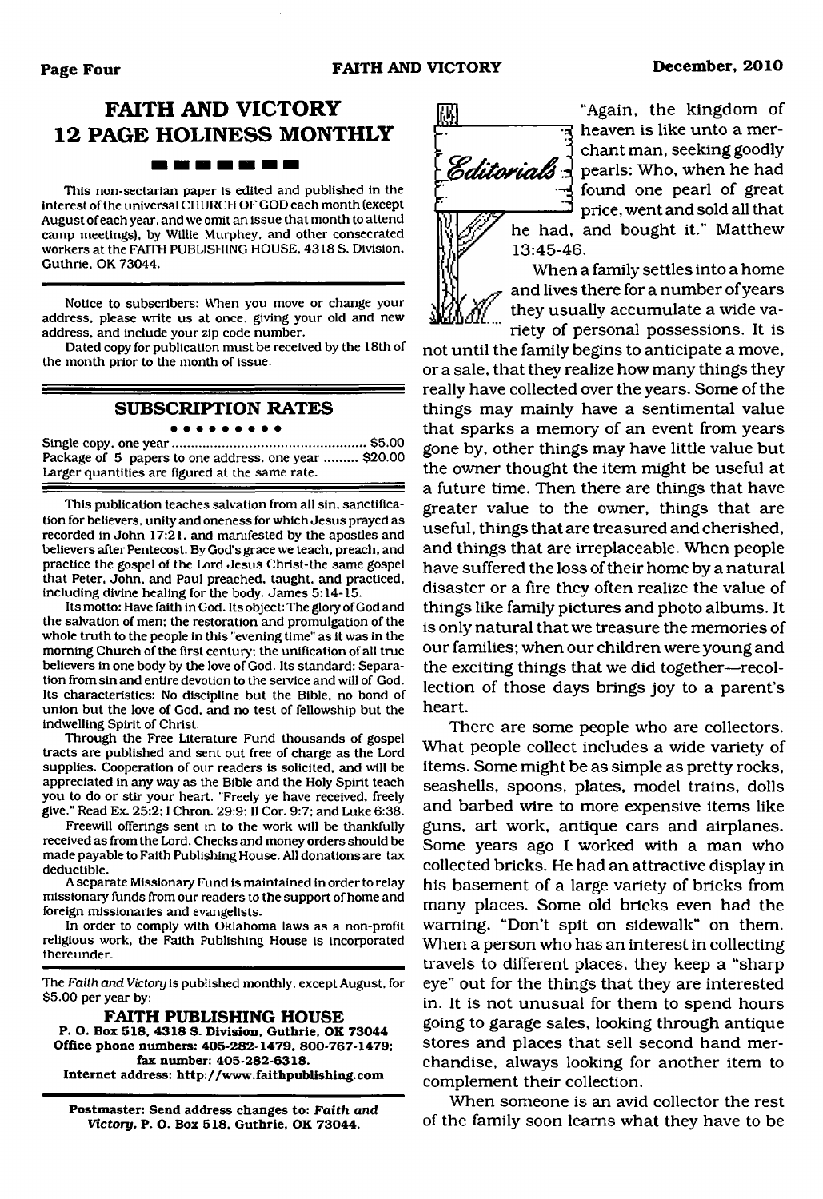# FAITH AND VICTORY 12 PAGE HOLINESS MONTHLY

This non-sectarian paper is edited and published in the interest of the universal CHURCH OF GOD each month (except August of each year, and we omit an issue that month to attend camp meetings), by Willie Murphey, and other consecrated workers at the FAITH PUBLISHING HOUSE, 4318 S. Division, Guthrie, OK 73044.

Notice to subscribers: When you move or change your address, please write us at once, giving your old and new address, and include your zip code number.

Dated copy for publication must be received by the 18th of the month prior to the month of issue.

## SUBSCRIPTION RATES

Single copy, one year .................................................. $5.00
Package of 5 papers to one address, one year ......... $20.00
Larger quantities are figured at the same rate.

This publication teaches salvation from all sin, sanctification for believers, unity and oneness for which Jesus prayed as recorded in John 17:21, and manifested by the apostles and believers after Pentecost. By God's grace we teach, preach, and practice the gospel of the Lord Jesus Christ-the same gospel that Peter, John, and Paul preached, taught, and practiced, including divine healing for the body. James 5:14-15.

Its motto: Have faith in God. Its object: The glory of God and the salvation of men; the restoration and promulgation of the whole truth to the people in this "evening time" as it was in the morning Church of the first century; the unification of all true believers in one body by the love of God. Its standard: Separation from sin and entire devotion to the service and will of God. Its characteristics: No discipline but the Bible, no bond of union but the love of God, and no test of fellowship but the indwelling Spirit of Christ.

Through the Free Literature Fund thousands of gospel tracts are published and sent out free of charge as the Lord supplies. Cooperation of our readers is solicited, and will be appreciated in any way as the Bible and the Holy Spirit teach you to do or stir your heart. "Freely ye have received, freely give." Read Ex. 25:2; I Chron. 29:9; II Cor. 9:7; and Luke 6:38.

Freewill offerings sent in to the work will be thankfully received as from the Lord. Checks and money orders should be made payable to Faith Publishing House. All donations are tax deductible.

A separate Missionary Fund is maintained in order to relay missionary funds from our readers to the support of home and foreign missionaries and evangelists.

In order to comply with Oklahoma laws as a non-profit religious work, the Faith Publishing House is incorporated thereunder.

The *Faith and Victory* is published monthly, except August, for $5.00 per year by:

**FAITH PUBLISHING HOUSE**
**P. O. Box 518, 4318 S. Division, Guthrie, OK 73044**
**Office phone numbers: 405-282-1479, 800-767-1479; fax number: 405-282-6318.**
**Internet address: http://www.faithpublishing.com**

**Postmaster: Send address changes to: *Faith and Victory*, P. O. Box 518, Guthrie, OK 73044.**

## Editorials

"Again, the kingdom of heaven is like unto a merchant man, seeking goodly pearls: Who, when he had found one pearl of great price, went and sold all that he had, and bought it." Matthew 13:45-46.

When a family settles into a home and lives there for a number of years they usually accumulate a wide variety of personal possessions. It is not until the family begins to anticipate a move, or a sale, that they realize how many things they really have collected over the years. Some of the things may mainly have a sentimental value that sparks a memory of an event from years gone by, other things may have little value but the owner thought the item might be useful at a future time. Then there are things that have greater value to the owner, things that are useful, things that are treasured and cherished, and things that are irreplaceable. When people have suffered the loss of their home by a natural disaster or a fire they often realize the value of things like family pictures and photo albums. It is only natural that we treasure the memories of our families; when our children were young and the exciting things that we did together—recollection of those days brings joy to a parent's heart.

There are some people who are collectors. What people collect includes a wide variety of items. Some might be as simple as pretty rocks, seashells, spoons, plates, model trains, dolls and barbed wire to more expensive items like guns, art work, antique cars and airplanes. Some years ago I worked with a man who collected bricks. He had an attractive display in his basement of a large variety of bricks from many places. Some old bricks even had the warning, "Don't spit on sidewalk" on them. When a person who has an interest in collecting travels to different places, they keep a "sharp eye" out for the things that they are interested in. It is not unusual for them to spend hours going to garage sales, looking through antique stores and places that sell second hand merchandise, always looking for another item to complement their collection.

When someone is an avid collector the rest of the family soon learns what they have to be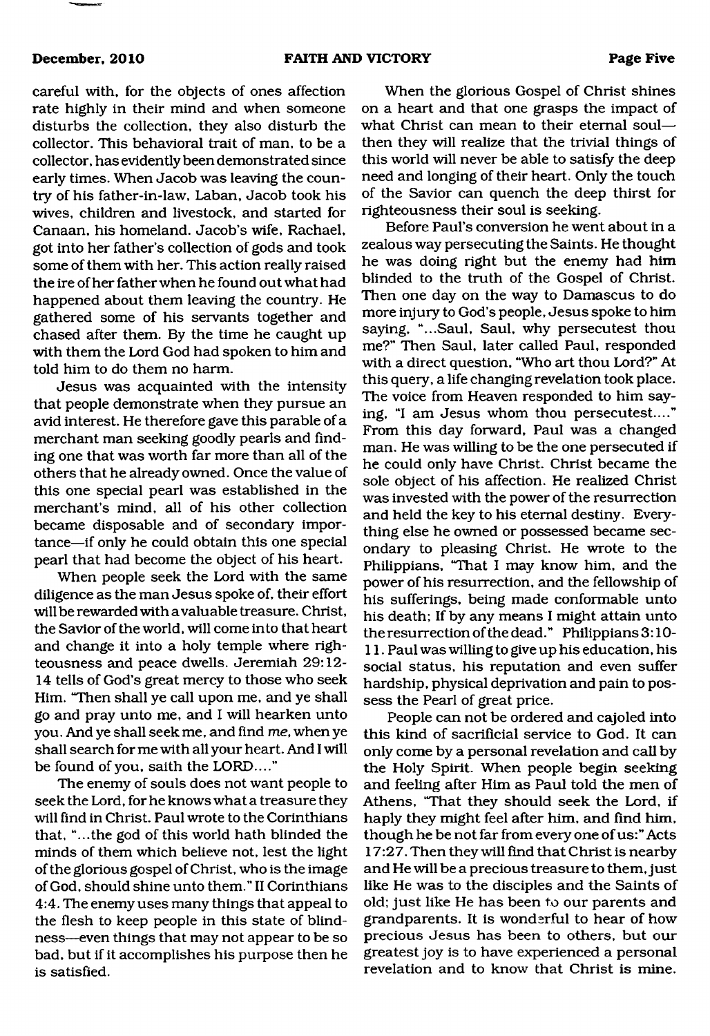careful with, for the objects of ones affection rate highly in their mind and when someone disturbs the collection, they also disturb the collector. This behavioral trait of man, to be a collector, has evidently been demonstrated since early times. When Jacob was leaving the country of his father-in-law, Laban, Jacob took his wives, children and livestock, and started for Canaan, his homeland. Jacob's wife, Rachael, got into her father's collection of gods and took some of them with her. This action really raised the ire of her father when he found out what had happened about them leaving the country. He gathered some of his servants together and chased after them. By the time he caught up with them the Lord God had spoken to him and told him to do them no harm.

Jesus was acquainted with the intensity that people demonstrate when they pursue an avid interest. He therefore gave this parable of a merchant man seeking goodly pearls and finding one that was worth far more than all of the others that he already owned. Once the value of this one special pearl was established in the merchant's mind, all of his other collection became disposable and of secondary importance—if only he could obtain this one special pearl that had become the object of his heart.

When people seek the Lord with the same diligence as the man Jesus spoke of, their effort will be rewarded with a valuable treasure. Christ, the Savior of the world, will come into that heart and change it into a holy temple where righteousness and peace dwells. Jeremiah 29:12-14 tells of God's great mercy to those who seek Him. "Then shall ye call upon me, and ye shall go and pray unto me, and I will hearken unto you. And ye shall seek me, and find *me*, when ye shall search for me with all your heart. And I will be found of you, saith the LORD...."

The enemy of souls does not want people to seek the Lord, for he knows what a treasure they will find in Christ. Paul wrote to the Corinthians that, "...the god of this world hath blinded the minds of them which believe not, lest the light of the glorious gospel of Christ, who is the image of God, should shine unto them." II Corinthians 4:4. The enemy uses many things that appeal to the flesh to keep people in this state of blindness—even things that may not appear to be so bad, but if it accomplishes his purpose then he is satisfied.

When the glorious Gospel of Christ shines on a heart and that one grasps the impact of what Christ can mean to their eternal soul—then they will realize that the trivial things of this world will never be able to satisfy the deep need and longing of their heart. Only the touch of the Savior can quench the deep thirst for righteousness their soul is seeking.

Before Paul's conversion he went about in a zealous way persecuting the Saints. He thought he was doing right but the enemy had him blinded to the truth of the Gospel of Christ. Then one day on the way to Damascus to do more injury to God's people, Jesus spoke to him saying, "...Saul, Saul, why persecutest thou me?" Then Saul, later called Paul, responded with a direct question, "Who art thou Lord?" At this query, a life changing revelation took place. The voice from Heaven responded to him saying, "I am Jesus whom thou persecutest...." From this day forward, Paul was a changed man. He was willing to be the one persecuted if he could only have Christ. Christ became the sole object of his affection. He realized Christ was invested with the power of the resurrection and held the key to his eternal destiny. Everything else he owned or possessed became secondary to pleasing Christ. He wrote to the Philippians, "That I may know him, and the power of his resurrection, and the fellowship of his sufferings, being made conformable unto his death; If by any means I might attain unto the resurrection of the dead." Philippians 3:10-11. Paul was willing to give up his education, his social status, his reputation and even suffer hardship, physical deprivation and pain to possess the Pearl of great price.

People can not be ordered and cajoled into this kind of sacrificial service to God. It can only come by a personal revelation and call by the Holy Spirit. When people begin seeking and feeling after Him as Paul told the men of Athens, "That they should seek the Lord, if haply they might feel after him, and find him, though he be not far from every one of us:" Acts 17:27. Then they will find that Christ is nearby and He will be a precious treasure to them, just like He was to the disciples and the Saints of old; just like He has been to our parents and grandparents. It is wonderful to hear of how precious Jesus has been to others, but our greatest joy is to have experienced a personal revelation and to know that Christ is mine.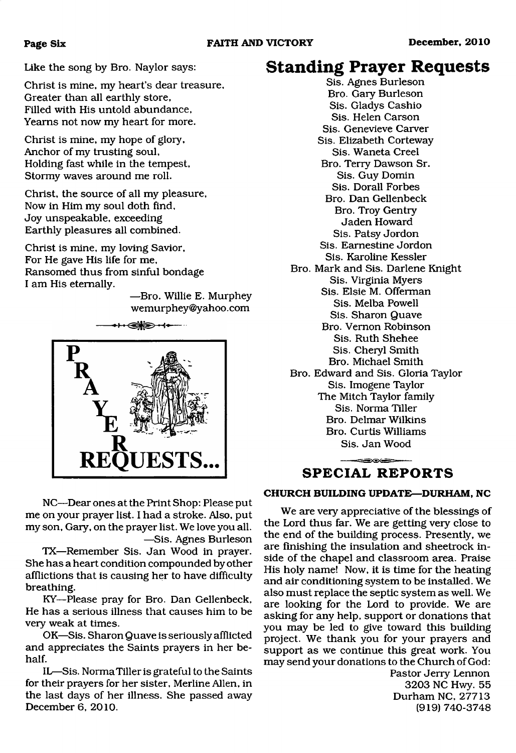Like the song by Bro. Naylor says:

Christ is mine, my heart's dear treasure,
Greater than all earthly store,
Filled with His untold abundance,
Yearns not now my heart for more.

Christ is mine, my hope of glory,
Anchor of my trusting soul,
Holding fast while in the tempest,
Stormy waves around me roll.

Christ, the source of all my pleasure,
Now in Him my soul doth find,
Joy unspeakable, exceeding
Earthly pleasures all combined.

Christ is mine, my loving Savior,
For He gave His life for me,
Ransomed thus from sinful bondage
I am His eternally.

—Bro. Willie E. Murphey
wemurphey@yahoo.com

# PRAYER REQUESTS...

NC—Dear ones at the Print Shop: Please put me on your prayer list. I had a stroke. Also, put my son, Gary, on the prayer list. We love you all.
—Sis. Agnes Burleson

TX—Remember Sis. Jan Wood in prayer. She has a heart condition compounded by other afflictions that is causing her to have difficulty breathing.

KY—Please pray for Bro. Dan Gellenbeck, He has a serious illness that causes him to be very weak at times.

OK—Sis. Sharon Quave is seriously afflicted and appreciates the Saints prayers in her behalf.

IL—Sis. Norma Tiller is grateful to the Saints for their prayers for her sister, Merline Allen, in the last days of her illness. She passed away December 6, 2010.

# Standing Prayer Requests

Sis. Agnes Burleson
Bro. Gary Burleson
Sis. Gladys Cashio
Sis. Helen Carson
Sis. Genevieve Carver
Sis. Elizabeth Corteway
Sis. Waneta Creel
Bro. Terry Dawson Sr.
Sis. Guy Domin
Sis. Dorall Forbes
Bro. Dan Gellenbeck
Bro. Troy Gentry
Jaden Howard
Sis. Patsy Jordon
Sis. Earnestine Jordon
Sis. Karoline Kessler
Bro. Mark and Sis. Darlene Knight
Sis. Virginia Myers
Sis. Elsie M. Offerman
Sis. Melba Powell
Sis. Sharon Quave
Bro. Vernon Robinson
Sis. Ruth Shehee
Sis. Cheryl Smith
Bro. Michael Smith
Bro. Edward and Sis. Gloria Taylor
Sis. Imogene Taylor
The Mitch Taylor family
Sis. Norma Tiller
Bro. Delmar Wilkins
Bro. Curtis Williams
Sis. Jan Wood

## SPECIAL REPORTS

### CHURCH BUILDING UPDATE—DURHAM, NC

We are very appreciative of the blessings of the Lord thus far. We are getting very close to the end of the building process. Presently, we are finishing the insulation and sheetrock inside of the chapel and classroom area. Praise His holy name! Now, it is time for the heating and air conditioning system to be installed. We also must replace the septic system as well. We are looking for the Lord to provide. We are asking for any help, support or donations that you may be led to give toward this building project. We thank you for your prayers and support as we continue this great work. You may send your donations to the Church of God:

Pastor Jerry Lennon
3203 NC Hwy. 55
Durham NC, 27713
(919) 740-3748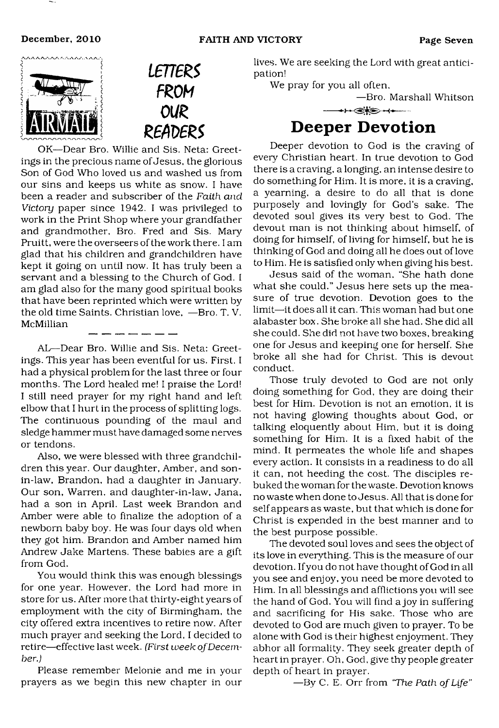## LETTERS FROM OUR READERS

OK—Dear Bro. Willie and Sis. Neta: Greetings in the precious name of Jesus, the glorious Son of God Who loved us and washed us from our sins and keeps us white as snow. I have been a reader and subscriber of the *Faith and Victory* paper since 1942. I was privileged to work in the Print Shop where your grandfather and grandmother, Bro. Fred and Sis. Mary Pruitt, were the overseers of the work there. I am glad that his children and grandchildren have kept it going on until now. It has truly been a servant and a blessing to the Church of God. I am glad also for the many good spiritual books that have been reprinted which were written by the old time Saints. Christian love, —Bro. T. V. McMillian

---

AL—Dear Bro. Willie and Sis. Neta: Greetings. This year has been eventful for us. First. I had a physical problem for the last three or four months. The Lord healed me! I praise the Lord! I still need prayer for my right hand and left elbow that I hurt in the process of splitting logs. The continuous pounding of the maul and sledge hammer must have damaged some nerves or tendons.

Also, we were blessed with three grandchildren this year. Our daughter, Amber, and son-in-law, Brandon, had a daughter in January. Our son, Warren, and daughter-in-law, Jana, had a son in April. Last week Brandon and Amber were able to finalize the adoption of a newborn baby boy. He was four days old when they got him. Brandon and Amber named him Andrew Jake Martens. These babies are a gift from God.

You would think this was enough blessings for one year. However, the Lord had more in store for us. After more that thirty-eight years of employment with the city of Birmingham, the city offered extra incentives to retire now. After much prayer and seeking the Lord, I decided to retire—effective last week. *(First week of December.)*

Please remember Melonie and me in your prayers as we begin this new chapter in our lives. We are seeking the Lord with great anticipation!

We pray for you all often,

—Bro. Marshall Whitson

# Deeper Devotion

Deeper devotion to God is the craving of every Christian heart. In true devotion to God there is a craving, a longing, an intense desire to do something for Him. It is more, it is a craving, a yearning, a desire to do all that is done purposely and lovingly for God's sake. The devoted soul gives its very best to God. The devout man is not thinking about himself, of doing for himself, of living for himself, but he is thinking of God and doing all he does out of love to Him. He is satisfied only when giving his best.

Jesus said of the woman, "She hath done what she could." Jesus here sets up the measure of true devotion. Devotion goes to the limit—it does all it can. This woman had but one alabaster box. She broke all she had. She did all she could. She did not have two boxes, breaking one for Jesus and keeping one for herself. She broke all she had for Christ. This is devout conduct.

Those truly devoted to God are not only doing something for God, they are doing their best for Him. Devotion is not an emotion, it is not having glowing thoughts about God, or talking eloquently about Him, but it is doing something for Him. It is a fixed habit of the mind. It permeates the whole life and shapes every action. It consists in a readiness to do all it can, not heeding the cost. The disciples rebuked the woman for the waste. Devotion knows no waste when done to Jesus. All that is done for self appears as waste, but that which is done for Christ is expended in the best manner and to the best purpose possible.

The devoted soul loves and sees the object of its love in everything. This is the measure of our devotion. If you do not have thought of God in all you see and enjoy, you need be more devoted to Him. In all blessings and afflictions you will see the hand of God. You will find a joy in suffering and sacrificing for His sake. Those who are devoted to God are much given to prayer. To be alone with God is their highest enjoyment. They abhor all formality. They seek greater depth of heart in prayer. Oh, God, give thy people greater depth of heart in prayer.

—By C. E. Orr from *"The Path of Life"*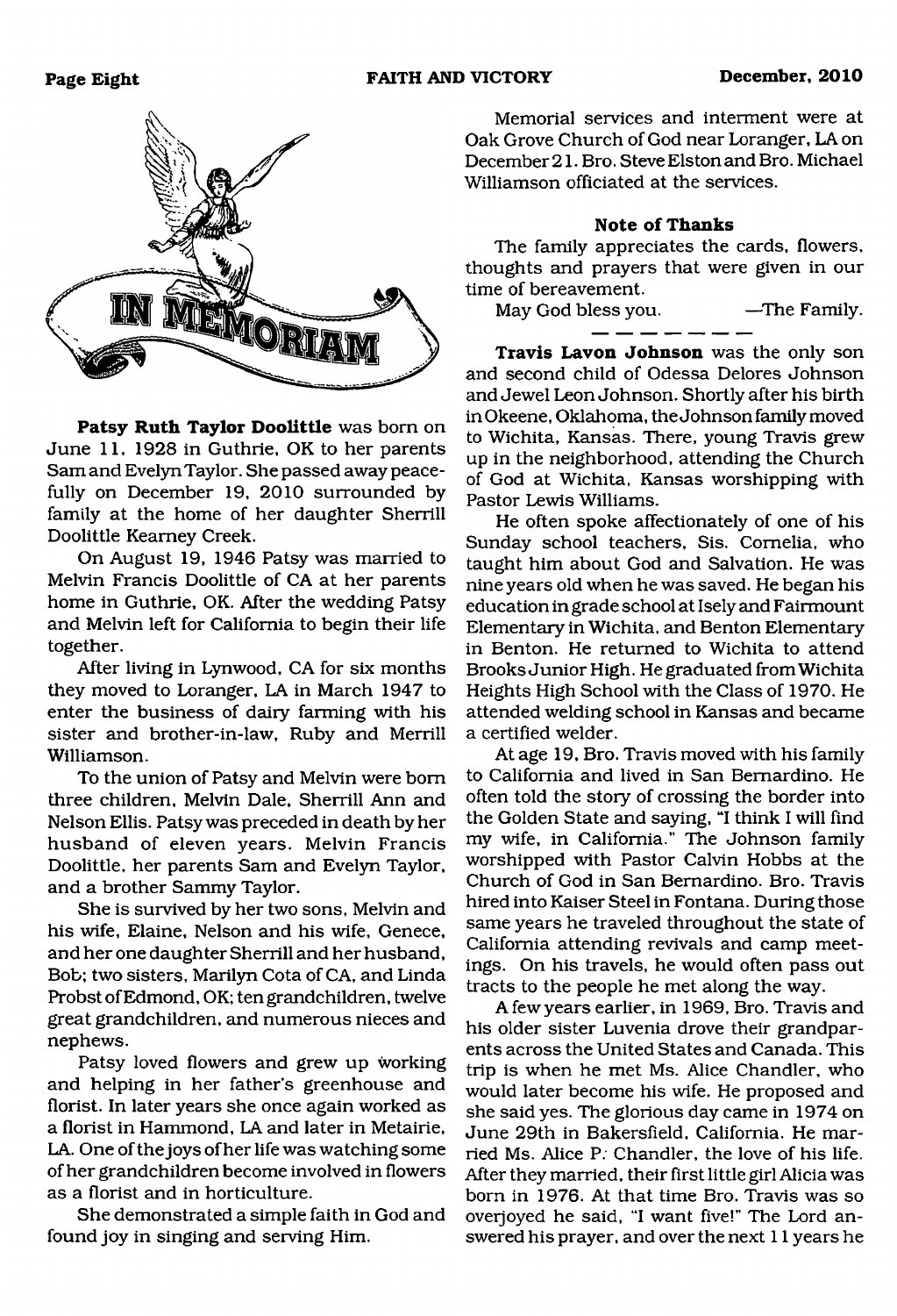# IN MEMORIAM

**Patsy Ruth Taylor Doolittle** was born on June 11, 1928 in Guthrie, OK to her parents Sam and Evelyn Taylor. She passed away peacefully on December 19, 2010 surrounded by family at the home of her daughter Sherrill Doolittle Kearney Creek.

On August 19, 1946 Patsy was married to Melvin Francis Doolittle of CA at her parents home in Guthrie, OK. After the wedding Patsy and Melvin left for California to begin their life together.

After living in Lynwood, CA for six months they moved to Loranger, LA in March 1947 to enter the business of dairy farming with his sister and brother-in-law, Ruby and Merrill Williamson.

To the union of Patsy and Melvin were born three children, Melvin Dale, Sherrill Ann and Nelson Ellis. Patsy was preceded in death by her husband of eleven years, Melvin Francis Doolittle, her parents Sam and Evelyn Taylor, and a brother Sammy Taylor.

She is survived by her two sons, Melvin and his wife, Elaine, Nelson and his wife, Genece, and her one daughter Sherrill and her husband, Bob; two sisters, Marilyn Cota of CA, and Linda Probst of Edmond, OK; ten grandchildren, twelve great grandchildren, and numerous nieces and nephews.

Patsy loved flowers and grew up working and helping in her father's greenhouse and florist. In later years she once again worked as a florist in Hammond, LA and later in Metairie, LA. One of the joys of her life was watching some of her grandchildren become involved in flowers as a florist and in horticulture.

She demonstrated a simple faith in God and found joy in singing and serving Him.

Memorial services and interment were at Oak Grove Church of God near Loranger, LA on December 21. Bro. Steve Elston and Bro. Michael Williamson officiated at the services.

**Note of Thanks**

The family appreciates the cards, flowers, thoughts and prayers that were given in our time of bereavement.

May God bless you. —The Family.

---

**Travis Lavon Johnson** was the only son and second child of Odessa Delores Johnson and Jewel Leon Johnson. Shortly after his birth in Okeene, Oklahoma, the Johnson family moved to Wichita, Kansas. There, young Travis grew up in the neighborhood, attending the Church of God at Wichita, Kansas worshipping with Pastor Lewis Williams.

He often spoke affectionately of one of his Sunday school teachers, Sis. Cornelia, who taught him about God and Salvation. He was nine years old when he was saved. He began his education in grade school at Isely and Fairmount Elementary in Wichita, and Benton Elementary in Benton. He returned to Wichita to attend Brooks Junior High. He graduated from Wichita Heights High School with the Class of 1970. He attended welding school in Kansas and became a certified welder.

At age 19, Bro. Travis moved with his family to California and lived in San Bernardino. He often told the story of crossing the border into the Golden State and saying, "I think I will find my wife, in California." The Johnson family worshipped with Pastor Calvin Hobbs at the Church of God in San Bernardino. Bro. Travis hired into Kaiser Steel in Fontana. During those same years he traveled throughout the state of California attending revivals and camp meetings. On his travels, he would often pass out tracts to the people he met along the way.

A few years earlier, in 1969, Bro. Travis and his older sister Luvenia drove their grandparents across the United States and Canada. This trip is when he met Ms. Alice Chandler, who would later become his wife. He proposed and she said yes. The glorious day came in 1974 on June 29th in Bakersfield, California. He married Ms. Alice P. Chandler, the love of his life. After they married, their first little girl Alicia was born in 1976. At that time Bro. Travis was so overjoyed he said, "I want five!" The Lord answered his prayer, and over the next 11 years he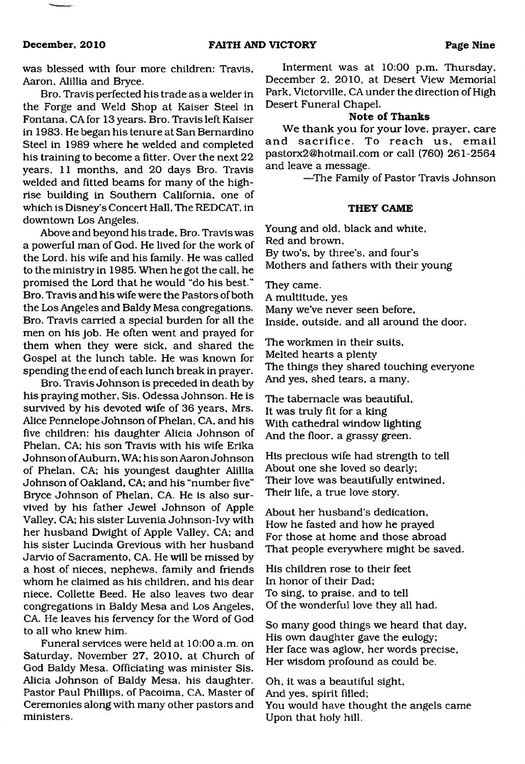was blessed with four more children: Travis, Aaron, Alillia and Bryce.

Bro. Travis perfected his trade as a welder in the Forge and Weld Shop at Kaiser Steel in Fontana, CA for 13 years. Bro. Travis left Kaiser in 1983. He began his tenure at San Bernardino Steel in 1989 where he welded and completed his training to become a fitter. Over the next 22 years, 11 months, and 20 days Bro. Travis welded and fitted beams for many of the high-rise building in Southern California, one of which is Disney's Concert Hall, The REDCAT, in downtown Los Angeles.

Above and beyond his trade, Bro. Travis was a powerful man of God. He lived for the work of the Lord, his wife and his family. He was called to the ministry in 1985. When he got the call, he promised the Lord that he would "do his best." Bro. Travis and his wife were the Pastors of both the Los Angeles and Baldy Mesa congregations. Bro. Travis carried a special burden for all the men on his job. He often went and prayed for them when they were sick, and shared the Gospel at the lunch table. He was known for spending the end of each lunch break in prayer.

Bro. Travis Johnson is preceded in death by his praying mother, Sis. Odessa Johnson. He is survived by his devoted wife of 36 years, Mrs. Alice Pennelope Johnson of Phelan, CA, and his five children: his daughter Alicia Johnson of Phelan, CA; his son Travis with his wife Erika Johnson of Auburn, WA; his son Aaron Johnson of Phelan, CA; his youngest daughter Alillia Johnson of Oakland, CA; and his "number five" Bryce Johnson of Phelan, CA. He is also survived by his father Jewel Johnson of Apple Valley, CA; his sister Luvenia Johnson-Ivy with her husband Dwight of Apple Valley, CA; and his sister Lucinda Grevious with her husband Jarvio of Sacramento, CA. He will be missed by a host of nieces, nephews, family and friends whom he claimed as his children, and his dear niece, Collette Beed. He also leaves two dear congregations in Baldy Mesa and Los Angeles, CA. He leaves his fervency for the Word of God to all who knew him.

Funeral services were held at 10:00 a.m. on Saturday, November 27, 2010, at Church of God Baldy Mesa. Officiating was minister Sis. Alicia Johnson of Baldy Mesa, his daughter. Pastor Paul Phillips, of Pacoima, CA, Master of Ceremonies along with many other pastors and ministers.

Interment was at 10:00 p.m. Thursday, December 2, 2010, at Desert View Memorial Park, Victorville, CA under the direction of High Desert Funeral Chapel.

**Note of Thanks**

We thank you for your love, prayer, care and sacrifice. To reach us, email pastorx2@hotmail.com or call (760) 261-2564 and leave a message.

—The Family of Pastor Travis Johnson

### THEY CAME

Young and old, black and white,
Red and brown,
By two's, by three's, and four's
Mothers and fathers with their young

They came.
A multitude, yes
Many we've never seen before,
Inside, outside, and all around the door.

The workmen in their suits,
Melted hearts a plenty
The things they shared touching everyone
And yes, shed tears, a many.

The tabernacle was beautiful,
It was truly fit for a king
With cathedral window lighting
And the floor, a grassy green.

His precious wife had strength to tell
About one she loved so dearly;
Their love was beautifully entwined,
Their life, a true love story.

About her husband's dedication,
How he fasted and how he prayed
For those at home and those abroad
That people everywhere might be saved.

His children rose to their feet
In honor of their Dad;
To sing, to praise, and to tell
Of the wonderful love they all had.

So many good things we heard that day,
His own daughter gave the eulogy;
Her face was aglow, her words precise,
Her wisdom profound as could be.

Oh, it was a beautiful sight,
And yes, spirit filled;
You would have thought the angels came
Upon that holy hill.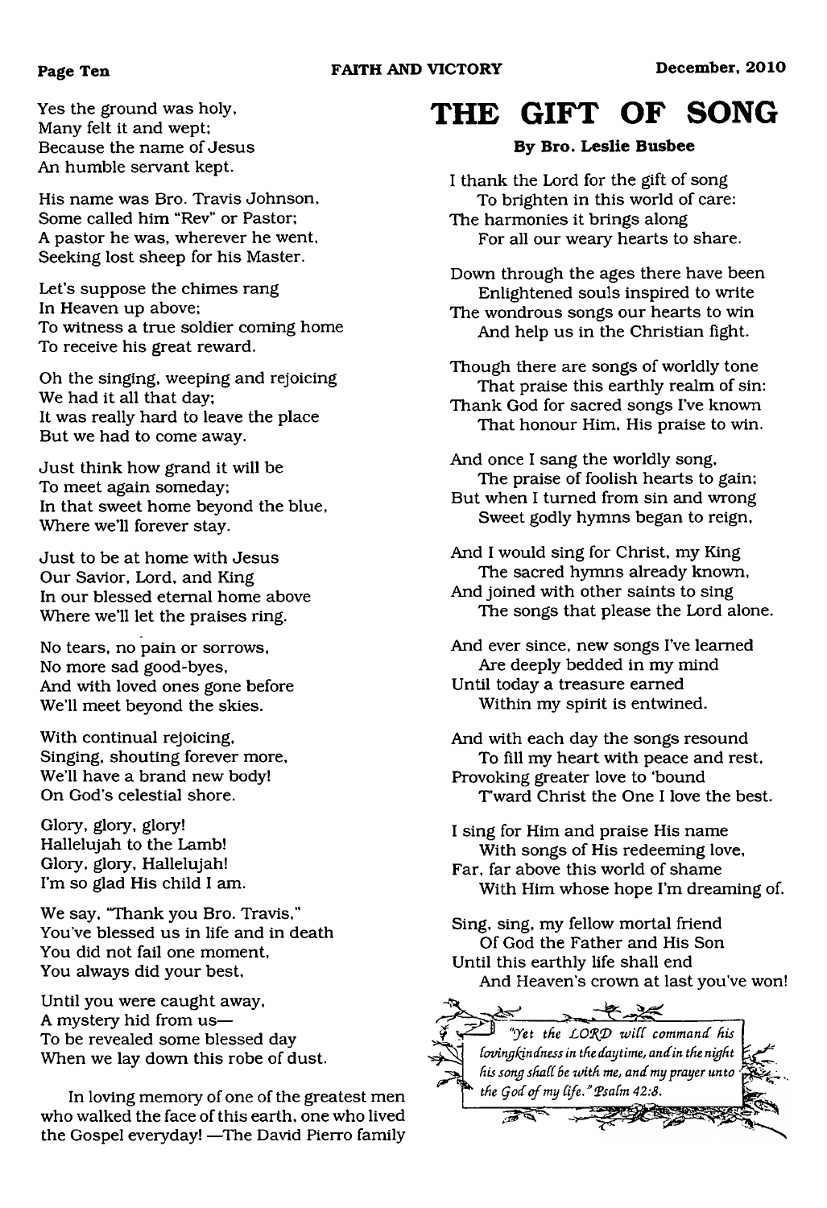Yes the ground was holy,
Many felt it and wept;
Because the name of Jesus
An humble servant kept.

His name was Bro. Travis Johnson,
Some called him "Rev" or Pastor;
A pastor he was, wherever he went,
Seeking lost sheep for his Master.

Let's suppose the chimes rang
In Heaven up above;
To witness a true soldier coming home
To receive his great reward.

Oh the singing, weeping and rejoicing
We had it all that day;
It was really hard to leave the place
But we had to come away.

Just think how grand it will be
To meet again someday;
In that sweet home beyond the blue,
Where we'll forever stay.

Just to be at home with Jesus
Our Savior, Lord, and King
In our blessed eternal home above
Where we'll let the praises ring.

No tears, no pain or sorrows,
No more sad good-byes,
And with loved ones gone before
We'll meet beyond the skies.

With continual rejoicing,
Singing, shouting forever more,
We'll have a brand new body!
On God's celestial shore.

Glory, glory, glory!
Hallelujah to the Lamb!
Glory, glory, Hallelujah!
I'm so glad His child I am.

We say, "Thank you Bro. Travis,"
You've blessed us in life and in death
You did not fail one moment,
You always did your best,

Until you were caught away,
A mystery hid from us—
To be revealed some blessed day
When we lay down this robe of dust.

In loving memory of one of the greatest men who walked the face of this earth, one who lived the Gospel everyday! —The David Pierro family

# THE GIFT OF SONG

**By Bro. Leslie Busbee**

I thank the Lord for the gift of song
To brighten in this world of care:
The harmonies it brings along
For all our weary hearts to share.

Down through the ages there have been
Enlightened souls inspired to write
The wondrous songs our hearts to win
And help us in the Christian fight.

Though there are songs of worldly tone
That praise this earthly realm of sin:
Thank God for sacred songs I've known
That honour Him, His praise to win.

And once I sang the worldly song,
The praise of foolish hearts to gain;
But when I turned from sin and wrong
Sweet godly hymns began to reign,

And I would sing for Christ, my King
The sacred hymns already known,
And joined with other saints to sing
The songs that please the Lord alone.

And ever since, new songs I've learned
Are deeply bedded in my mind
Until today a treasure earned
Within my spirit is entwined.

And with each day the songs resound
To fill my heart with peace and rest,
Provoking greater love to 'bound
T'ward Christ the One I love the best.

I sing for Him and praise His name
With songs of His redeeming love,
Far, far above this world of shame
With Him whose hope I'm dreaming of.

Sing, sing, my fellow mortal friend
Of God the Father and His Son
Until this earthly life shall end
And Heaven's crown at last you've won!

*"Yet the LORD will command his lovingkindness in the daytime, and in the night his song shall be with me, and my prayer unto the God of my life." Psalm 42:8.*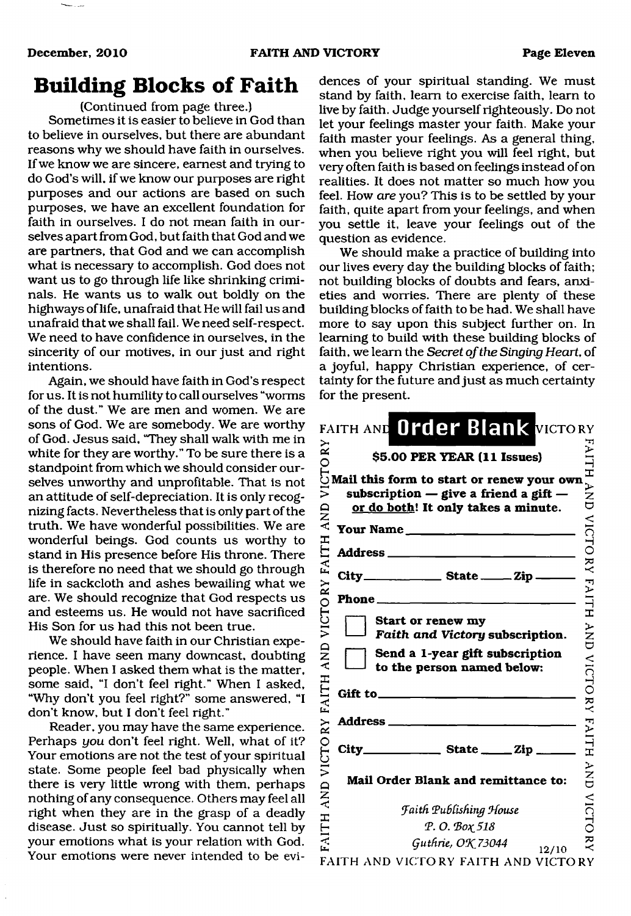# Building Blocks of Faith

(Continued from page three.)

Sometimes it is easier to believe in God than to believe in ourselves, but there are abundant reasons why we should have faith in ourselves. If we know we are sincere, earnest and trying to do God's will, if we know our purposes are right purposes and our actions are based on such purposes, we have an excellent foundation for faith in ourselves. I do not mean faith in ourselves apart from God, but faith that God and we are partners, that God and we can accomplish what is necessary to accomplish. God does not want us to go through life like shrinking criminals. He wants us to walk out boldly on the highways of life, unafraid that He will fail us and unafraid that we shall fail. We need self-respect. We need to have confidence in ourselves, in the sincerity of our motives, in our just and right intentions.

Again, we should have faith in God's respect for us. It is not humility to call ourselves "worms of the dust." We are men and women. We are sons of God. We are somebody. We are worthy of God. Jesus said, "They shall walk with me in white for they are worthy." To be sure there is a standpoint from which we should consider ourselves unworthy and unprofitable. That is not an attitude of self-depreciation. It is only recognizing facts. Nevertheless that is only part of the truth. We have wonderful possibilities. We are wonderful beings. God counts us worthy to stand in His presence before His throne. There is therefore no need that we should go through life in sackcloth and ashes bewailing what we are. We should recognize that God respects us and esteems us. He would not have sacrificed His Son for us had this not been true.

We should have faith in our Christian experience. I have seen many downcast, doubting people. When I asked them what is the matter, some said, "I don't feel right." When I asked, "Why don't you feel right?" some answered, "I don't know, but I don't feel right."

Reader, you may have the same experience. Perhaps *you* don't feel right. Well, what of it? Your emotions are not the test of your spiritual state. Some people feel bad physically when there is very little wrong with them, perhaps nothing of any consequence. Others may feel all right when they are in the grasp of a deadly disease. Just so spiritually. You cannot tell by your emotions what is your relation with God. Your emotions were never intended to be evidences of your spiritual standing. We must stand by faith, learn to exercise faith, learn to live by faith. Judge yourself righteously. Do not let your feelings master your faith. Make your faith master your feelings. As a general thing, when you believe right you will feel right, but very often faith is based on feelings instead of on realities. It does not matter so much how you feel. How *are* you? This is to be settled by your faith, quite apart from your feelings, and when you settle it, leave your feelings out of the question as evidence.

We should make a practice of building into our lives every day the building blocks of faith; not building blocks of doubts and fears, anxieties and worries. There are plenty of these building blocks of faith to be had. We shall have more to say upon this subject further on. In learning to build with these building blocks of faith, we learn the *Secret of the Singing Heart*, of a joyful, happy Christian experience, of certainty for the future and just as much certainty for the present.

## Order Blank

**$5.00 PER YEAR (11 Issues)**

**Mail this form to start or renew your own subscription — give a friend a gift — or do both! It only takes a minute.**

**Your Name** ____________________

**Address** ____________________

**City** __________ **State** _____ **Zip** _____

**Phone** ____________________

☐ **Start or renew my *Faith and Victory* subscription.**

☐ **Send a 1-year gift subscription to the person named below:**

**Gift to** ____________________

**Address** ____________________

**City** __________ **State** _____ **Zip** _____

**Mail Order Blank and remittance to:**

*Faith Publishing House*
*P. O. Box 518*
*Guthrie, OK 73044*

12/10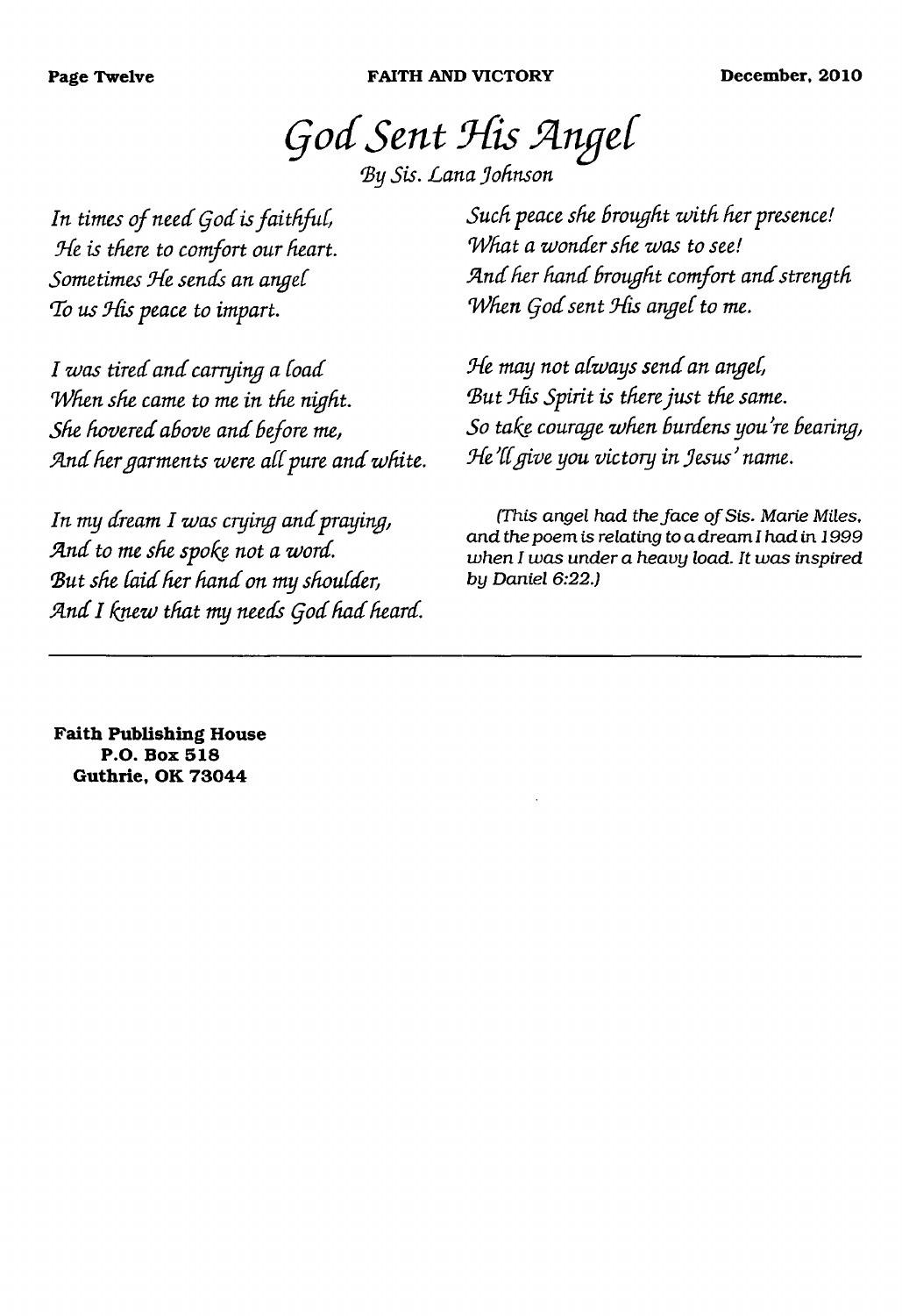# God Sent His Angel

*By Sis. Lana Johnson*

*In times of need God is faithful,*
*He is there to comfort our heart.*
*Sometimes He sends an angel*
*To us His peace to impart.*

*I was tired and carrying a load*
*When she came to me in the night.*
*She hovered above and before me,*
*And her garments were all pure and white.*

*In my dream I was crying and praying,*
*And to me she spoke not a word.*
*But she laid her hand on my shoulder,*
*And I knew that my needs God had heard.*

*Such peace she brought with her presence!*
*What a wonder she was to see!*
*And her hand brought comfort and strength*
*When God sent His angel to me.*

*He may not always send an angel,*
*But His Spirit is there just the same.*
*So take courage when burdens you're bearing,*
*He'll give you victory in Jesus' name.*

*(This angel had the face of Sis. Marie Miles, and the poem is relating to a dream I had in 1999 when I was under a heavy load. It was inspired by Daniel 6:22.)*

---

**Faith Publishing House**
**P.O. Box 518**
**Guthrie, OK 73044**